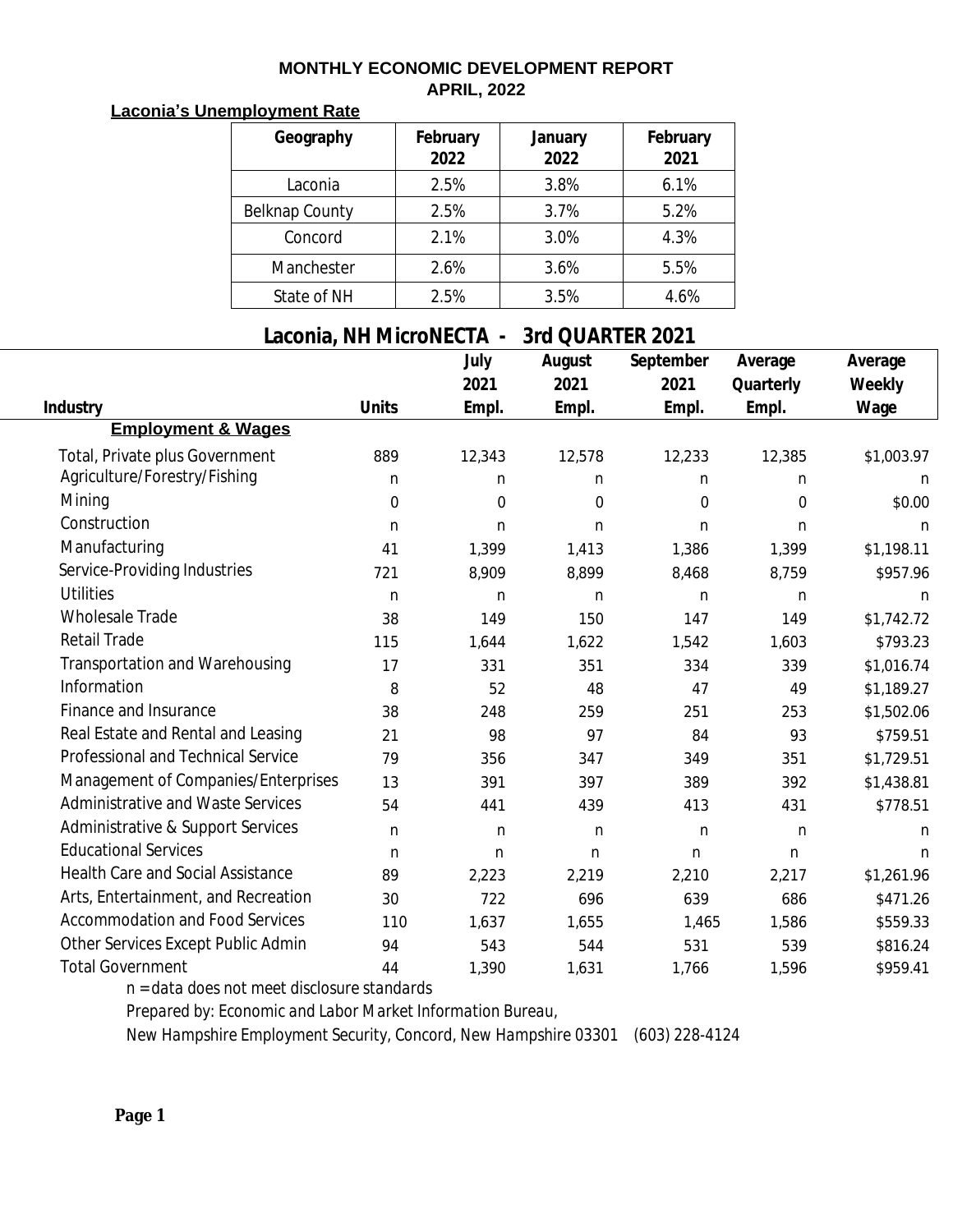# MONTHLY ECONOMIC DEVELOPMENT REPORT

## APRIL, 2022

**Laconia's Unemployment Rate**

| Geography | February 2022 | January 2022 | February 2021 |
|---|---|---|---|
| Laconia | 2.5% | 3.8% | 6.1% |
| Belknap County | 2.5% | 3.7% | 5.2% |
| Concord | 2.1% | 3.0% | 4.3% |
| Manchester | 2.6% | 3.6% | 5.5% |
| State of NH | 2.5% | 3.5% | 4.6% |

## Laconia, NH MicroNECTA - 3rd QUARTER 2021

| Industry | Units | July 2021 Empl. | August 2021 Empl. | September 2021 Empl. | Average Quarterly Empl. | Average Weekly Wage |
|---|---|---|---|---|---|---|
| **Employment & Wages** | | | | | | |
| Total, Private plus Government | 889 | 12,343 | 12,578 | 12,233 | 12,385 | $1,003.97 |
| Agriculture/Forestry/Fishing | n | n | n | n | n | n |
| Mining | 0 | 0 | 0 | 0 | 0 | $0.00 |
| Construction | n | n | n | n | n | n |
| Manufacturing | 41 | 1,399 | 1,413 | 1,386 | 1,399 | $1,198.11 |
| Service-Providing Industries | 721 | 8,909 | 8,899 | 8,468 | 8,759 | $957.96 |
| Utilities | n | n | n | n | n | n |
| Wholesale Trade | 38 | 149 | 150 | 147 | 149 | $1,742.72 |
| Retail Trade | 115 | 1,644 | 1,622 | 1,542 | 1,603 | $793.23 |
| Transportation and Warehousing | 17 | 331 | 351 | 334 | 339 | $1,016.74 |
| Information | 8 | 52 | 48 | 47 | 49 | $1,189.27 |
| Finance and Insurance | 38 | 248 | 259 | 251 | 253 | $1,502.06 |
| Real Estate and Rental and Leasing | 21 | 98 | 97 | 84 | 93 | $759.51 |
| Professional and Technical Service | 79 | 356 | 347 | 349 | 351 | $1,729.51 |
| Management of Companies/Enterprises | 13 | 391 | 397 | 389 | 392 | $1,438.81 |
| Administrative and Waste Services | 54 | 441 | 439 | 413 | 431 | $778.51 |
| Administrative & Support Services | n | n | n | n | n | n |
| Educational Services | n | n | n | n | n | n |
| Health Care and Social Assistance | 89 | 2,223 | 2,219 | 2,210 | 2,217 | $1,261.96 |
| Arts, Entertainment, and Recreation | 30 | 722 | 696 | 639 | 686 | $471.26 |
| Accommodation and Food Services | 110 | 1,637 | 1,655 | 1,465 | 1,586 | $559.33 |
| Other Services Except Public Admin | 94 | 543 | 544 | 531 | 539 | $816.24 |
| Total Government | 44 | 1,390 | 1,631 | 1,766 | 1,596 | $959.41 |

*n = data does not meet disclosure standards*

*Prepared by: Economic and Labor Market Information Bureau,*

*New Hampshire Employment Security, Concord, New Hampshire 03301 (603) 228-4124*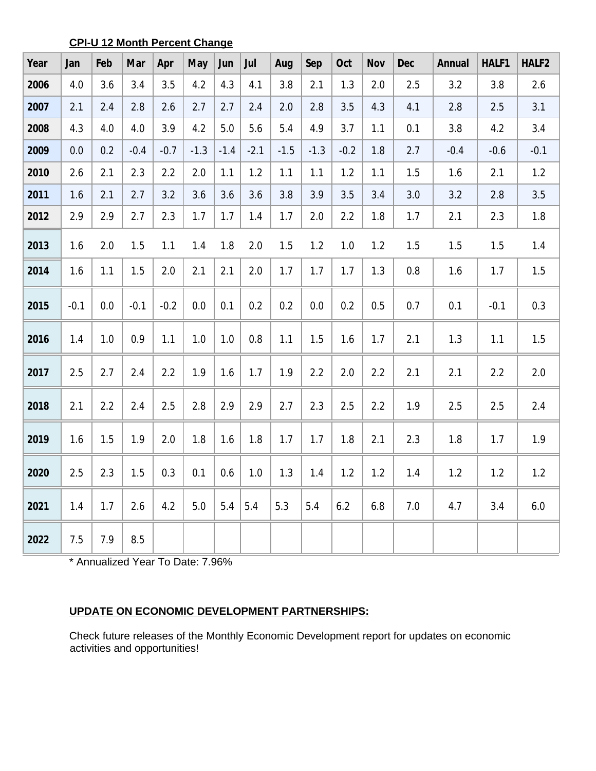**CPI-U 12 Month Percent Change**

| Year | Jan | Feb | Mar | Apr | May | Jun | Jul | Aug | Sep | Oct | Nov | Dec | Annual | HALF1 | HALF2 |
|---|---|---|---|---|---|---|---|---|---|---|---|---|---|---|---|
| 2006 | 4.0 | 3.6 | 3.4 | 3.5 | 4.2 | 4.3 | 4.1 | 3.8 | 2.1 | 1.3 | 2.0 | 2.5 | 3.2 | 3.8 | 2.6 |
| 2007 | 2.1 | 2.4 | 2.8 | 2.6 | 2.7 | 2.7 | 2.4 | 2.0 | 2.8 | 3.5 | 4.3 | 4.1 | 2.8 | 2.5 | 3.1 |
| 2008 | 4.3 | 4.0 | 4.0 | 3.9 | 4.2 | 5.0 | 5.6 | 5.4 | 4.9 | 3.7 | 1.1 | 0.1 | 3.8 | 4.2 | 3.4 |
| 2009 | 0.0 | 0.2 | -0.4 | -0.7 | -1.3 | -1.4 | -2.1 | -1.5 | -1.3 | -0.2 | 1.8 | 2.7 | -0.4 | -0.6 | -0.1 |
| 2010 | 2.6 | 2.1 | 2.3 | 2.2 | 2.0 | 1.1 | 1.2 | 1.1 | 1.1 | 1.2 | 1.1 | 1.5 | 1.6 | 2.1 | 1.2 |
| 2011 | 1.6 | 2.1 | 2.7 | 3.2 | 3.6 | 3.6 | 3.6 | 3.8 | 3.9 | 3.5 | 3.4 | 3.0 | 3.2 | 2.8 | 3.5 |
| 2012 | 2.9 | 2.9 | 2.7 | 2.3 | 1.7 | 1.7 | 1.4 | 1.7 | 2.0 | 2.2 | 1.8 | 1.7 | 2.1 | 2.3 | 1.8 |
| 2013 | 1.6 | 2.0 | 1.5 | 1.1 | 1.4 | 1.8 | 2.0 | 1.5 | 1.2 | 1.0 | 1.2 | 1.5 | 1.5 | 1.5 | 1.4 |
| 2014 | 1.6 | 1.1 | 1.5 | 2.0 | 2.1 | 2.1 | 2.0 | 1.7 | 1.7 | 1.7 | 1.3 | 0.8 | 1.6 | 1.7 | 1.5 |
| 2015 | -0.1 | 0.0 | -0.1 | -0.2 | 0.0 | 0.1 | 0.2 | 0.2 | 0.0 | 0.2 | 0.5 | 0.7 | 0.1 | -0.1 | 0.3 |
| 2016 | 1.4 | 1.0 | 0.9 | 1.1 | 1.0 | 1.0 | 0.8 | 1.1 | 1.5 | 1.6 | 1.7 | 2.1 | 1.3 | 1.1 | 1.5 |
| 2017 | 2.5 | 2.7 | 2.4 | 2.2 | 1.9 | 1.6 | 1.7 | 1.9 | 2.2 | 2.0 | 2.2 | 2.1 | 2.1 | 2.2 | 2.0 |
| 2018 | 2.1 | 2.2 | 2.4 | 2.5 | 2.8 | 2.9 | 2.9 | 2.7 | 2.3 | 2.5 | 2.2 | 1.9 | 2.5 | 2.5 | 2.4 |
| 2019 | 1.6 | 1.5 | 1.9 | 2.0 | 1.8 | 1.6 | 1.8 | 1.7 | 1.7 | 1.8 | 2.1 | 2.3 | 1.8 | 1.7 | 1.9 |
| 2020 | 2.5 | 2.3 | 1.5 | 0.3 | 0.1 | 0.6 | 1.0 | 1.3 | 1.4 | 1.2 | 1.2 | 1.4 | 1.2 | 1.2 | 1.2 |
| 2021 | 1.4 | 1.7 | 2.6 | 4.2 | 5.0 | 5.4 | 5.4 | 5.3 | 5.4 | 6.2 | 6.8 | 7.0 | 4.7 | 3.4 | 6.0 |
| 2022 | 7.5 | 7.9 | 8.5 | | | | | | | | | | | | |

* Annualized Year To Date: 7.96%

**UPDATE ON ECONOMIC DEVELOPMENT PARTNERSHIPS:**

Check future releases of the Monthly Economic Development report for updates on economic activities and opportunities!